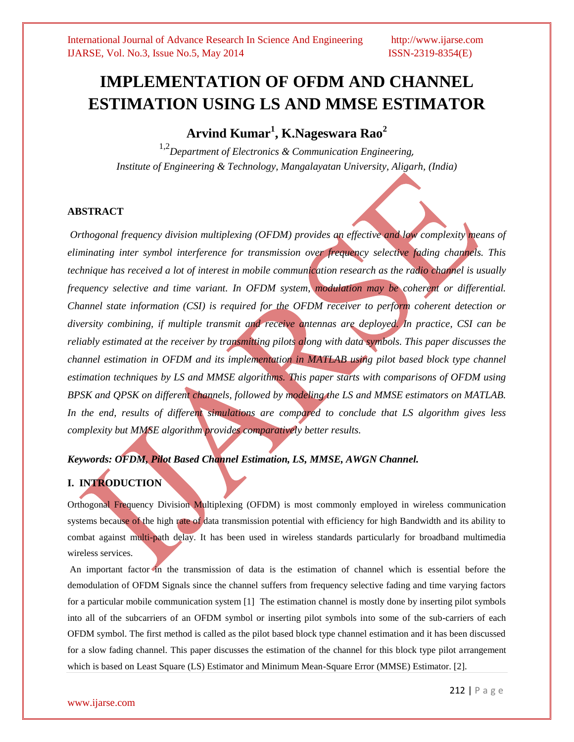# IMPLEMENTATION OF OFDM AND CHANNEL ESTIMATION USING LS AND MMSE ESTIMATOR

## Arvind Kumar[1], K.Nageswara Rao[2]

[1,2]*Department of Electronics & Communication Engineering, Institute of Engineering & Technology, Mangalayatan University, Aligarh, (India)*

### ABSTRACT

*Orthogonal frequency division multiplexing (OFDM) provides an effective and low complexity means of eliminating inter symbol interference for transmission over frequency selective fading channels. This technique has received a lot of interest in mobile communication research as the radio channel is usually frequency selective and time variant. In OFDM system, modulation may be coherent or differential. Channel state information (CSI) is required for the OFDM receiver to perform coherent detection or diversity combining, if multiple transmit and receive antennas are deployed. In practice, CSI can be reliably estimated at the receiver by transmitting pilots along with data symbols. This paper discusses the channel estimation in OFDM and its implementation in MATLAB using pilot based block type channel estimation techniques by LS and MMSE algorithms. This paper starts with comparisons of OFDM using BPSK and QPSK on different channels, followed by modeling the LS and MMSE estimators on MATLAB. In the end, results of different simulations are compared to conclude that LS algorithm gives less complexity but MMSE algorithm provides comparatively better results.*

***Keywords: OFDM, Pilot Based Channel Estimation, LS, MMSE, AWGN Channel.***

### I. INTRODUCTION

Orthogonal Frequency Division Multiplexing (OFDM) is most commonly employed in wireless communication systems because of the high rate of data transmission potential with efficiency for high Bandwidth and its ability to combat against multi-path delay. It has been used in wireless standards particularly for broadband multimedia wireless services.

An important factor in the transmission of data is the estimation of channel which is essential before the demodulation of OFDM Signals since the channel suffers from frequency selective fading and time varying factors for a particular mobile communication system [1] The estimation channel is mostly done by inserting pilot symbols into all of the subcarriers of an OFDM symbol or inserting pilot symbols into some of the sub-carriers of each OFDM symbol. The first method is called as the pilot based block type channel estimation and it has been discussed for a slow fading channel. This paper discusses the estimation of the channel for this block type pilot arrangement which is based on Least Square (LS) Estimator and Minimum Mean-Square Error (MMSE) Estimator. [2].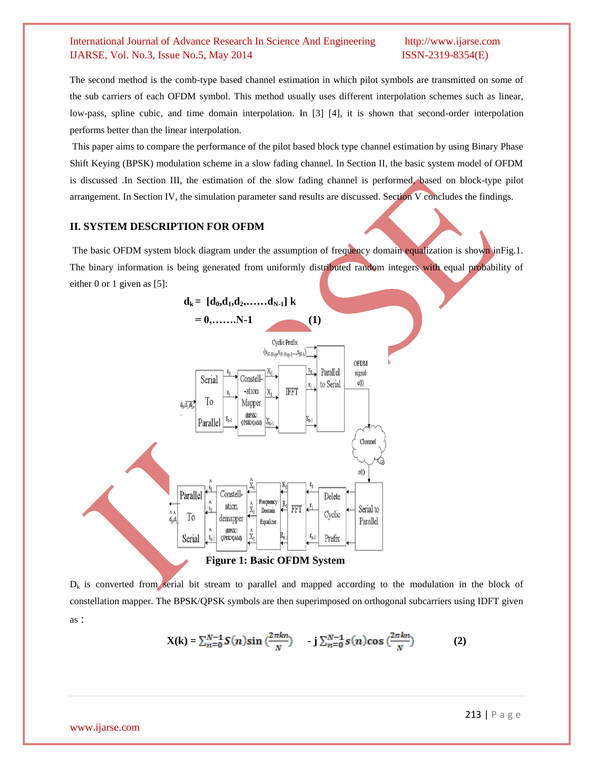The second method is the comb-type based channel estimation in which pilot symbols are transmitted on some of the sub carriers of each OFDM symbol. This method usually uses different interpolation schemes such as linear, low-pass, spline cubic, and time domain interpolation. In [3] [4], it is shown that second-order interpolation performs better than the linear interpolation.

This paper aims to compare the performance of the pilot based block type channel estimation by using Binary Phase Shift Keying (BPSK) modulation scheme in a slow fading channel. In Section II, the basic system model of OFDM is discussed .In Section III, the estimation of the slow fading channel is performed, based on block-type pilot arrangement. In Section IV, the simulation parameter sand results are discussed. Section V concludes the findings.

## II. SYSTEM DESCRIPTION FOR OFDM

The basic OFDM system block diagram under the assumption of frequency domain equalization is shown inFig.1. The binary information is being generated from uniformly distributed random integers with equal probability of either 0 or 1 given as [5]:

$$d_k = [d_0, d_1, d_2, \ldots\ldots d_{N-1}] \; k = 0, \ldots\ldots. N-1 \qquad (1)$$

**Figure 1: Basic OFDM System**

$D_k$ is converted from serial bit stream to parallel and mapped according to the modulation in the block of constellation mapper. The BPSK/QPSK symbols are then superimposed on orthogonal subcarriers using IDFT given as :

$$X(k) = \sum_{n=0}^{N-1} S(n) \sin\left(\frac{2\pi kn}{N}\right) \;\; - j \sum_{n=0}^{N-1} s(n) \cos\left(\frac{2\pi kn}{N}\right) \qquad (2)$$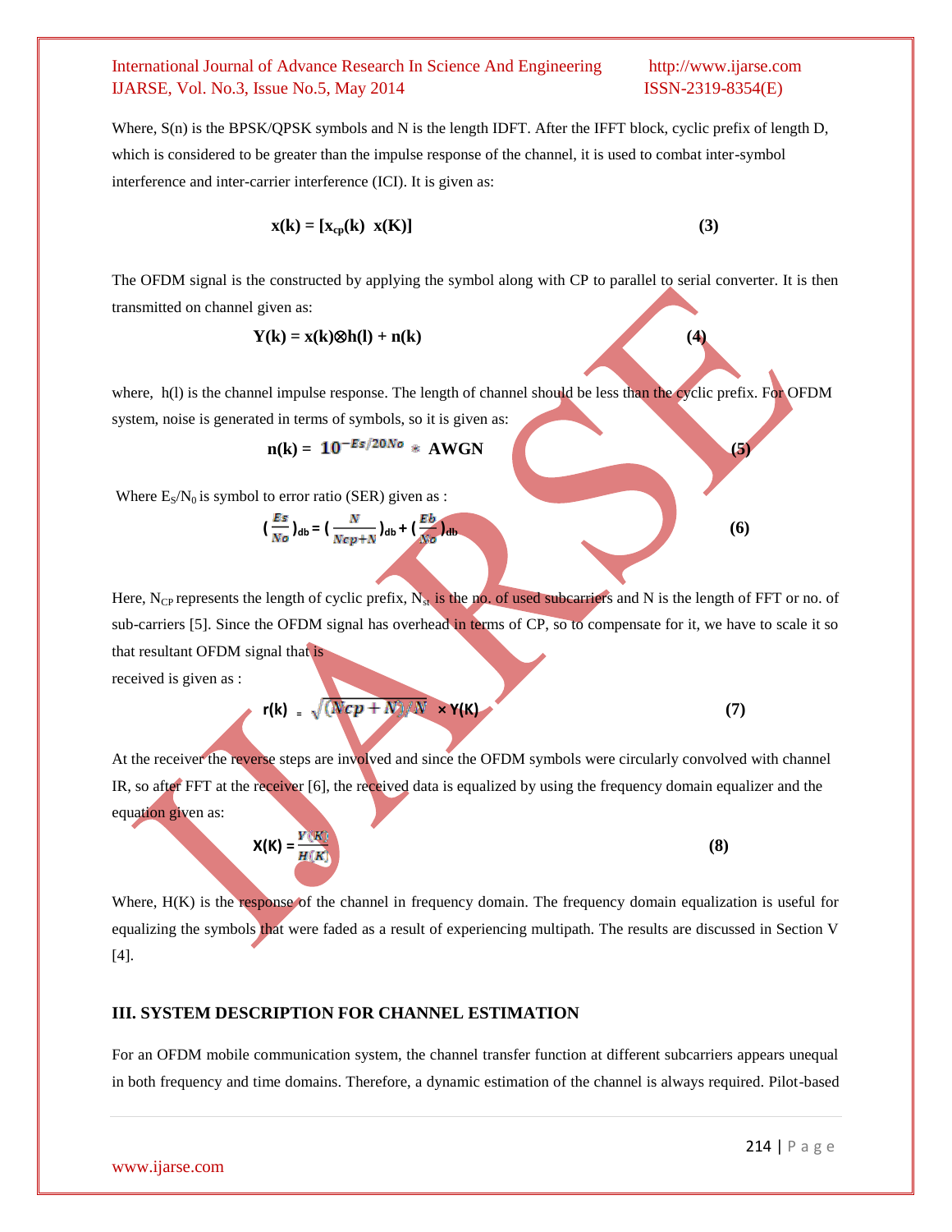Where, S(n) is the BPSK/QPSK symbols and N is the length IDFT. After the IFFT block, cyclic prefix of length D, which is considered to be greater than the impulse response of the channel, it is used to combat inter-symbol interference and inter-carrier interference (ICI). It is given as:

$$\mathbf{x(k) = [x_{cp}(k)\ \ x(K)]} \tag{3}$$

The OFDM signal is the constructed by applying the symbol along with CP to parallel to serial converter. It is then transmitted on channel given as:

$$\mathbf{Y(k) = x(k) \otimes h(l) + n(k)} \tag{4}$$

where, h(l) is the channel impulse response. The length of channel should be less than the cyclic prefix. For OFDM system, noise is generated in terms of symbols, so it is given as:

$$\mathbf{n(k)} = 10^{-Es/20No} * \mathbf{AWGN} \tag{5}$$

Where $E_S/N_0$ is symbol to error ratio (SER) given as :

$$\left(\frac{Es}{No}\right)_{db} = \left(\frac{N}{Ncp+N}\right)_{db} + \left(\frac{Eb}{No}\right)_{db} \tag{6}$$

Here, $N_{CP}$ represents the length of cyclic prefix, $N_{st}$ is the no. of used subcarriers and N is the length of FFT or no. of sub-carriers [5]. Since the OFDM signal has overhead in terms of CP, so to compensate for it, we have to scale it so that resultant OFDM signal that is

received is given as :

$$\mathbf{r(k)} = \sqrt{(Ncp + N)/N} \times \mathbf{Y(K)} \tag{7}$$

At the receiver the reverse steps are involved and since the OFDM symbols were circularly convolved with channel IR, so after FFT at the receiver [6], the received data is equalized by using the frequency domain equalizer and the equation given as:

$$\mathbf{X(K)} = \frac{Y(K)}{H(K)} \tag{8}$$

Where, H(K) is the response of the channel in frequency domain. The frequency domain equalization is useful for equalizing the symbols that were faded as a result of experiencing multipath. The results are discussed in Section V [4].

## III. SYSTEM DESCRIPTION FOR CHANNEL ESTIMATION

For an OFDM mobile communication system, the channel transfer function at different subcarriers appears unequal in both frequency and time domains. Therefore, a dynamic estimation of the channel is always required. Pilot-based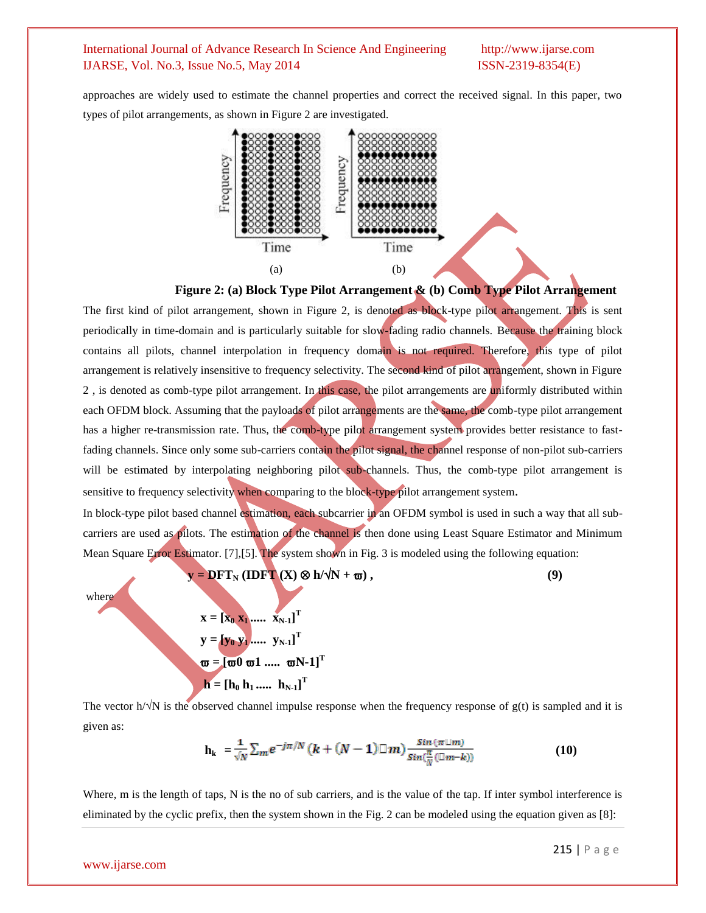approaches are widely used to estimate the channel properties and correct the received signal. In this paper, two types of pilot arrangements, as shown in Figure 2 are investigated.

(a) (b)

**Figure 2: (a) Block Type Pilot Arrangement & (b) Comb Type Pilot Arrangement**

The first kind of pilot arrangement, shown in Figure 2, is denoted as block-type pilot arrangement. This is sent periodically in time-domain and is particularly suitable for slow-fading radio channels. Because the training block contains all pilots, channel interpolation in frequency domain is not required. Therefore, this type of pilot arrangement is relatively insensitive to frequency selectivity. The second kind of pilot arrangement, shown in Figure 2 , is denoted as comb-type pilot arrangement. In this case, the pilot arrangements are uniformly distributed within each OFDM block. Assuming that the payloads of pilot arrangements are the same, the comb-type pilot arrangement has a higher re-transmission rate. Thus, the comb-type pilot arrangement system provides better resistance to fast-fading channels. Since only some sub-carriers contain the pilot signal, the channel response of non-pilot sub-carriers will be estimated by interpolating neighboring pilot sub-channels. Thus, the comb-type pilot arrangement is sensitive to frequency selectivity when comparing to the block-type pilot arrangement system.

In block-type pilot based channel estimation, each subcarrier in an OFDM symbol is used in such a way that all sub-carriers are used as pilots. The estimation of the channel is then done using Least Square Estimator and Minimum Mean Square Error Estimator. [7],[5]. The system shown in Fig. 3 is modeled using the following equation:

$$\mathbf{y} = \mathbf{DFT_N}\,(\mathbf{IDFT}\,(\mathbf{X}) \otimes \mathbf{h}/\sqrt{\mathbf{N}} + \boldsymbol{\varpi})\ , \qquad (9)$$

where

$$\mathbf{x} = [\mathbf{x_0}\ \mathbf{x_1}\ .....\ \mathbf{x_{N-1}}]^T$$

$$\mathbf{y} = [\mathbf{y_0}\ \mathbf{y_1}\ .....\ \mathbf{y_{N-1}}]^T$$

$$\boldsymbol{\varpi} = [\boldsymbol{\varpi}0\ \boldsymbol{\varpi}1\ .....\ \boldsymbol{\varpi}N\text{-}1]^T$$

$$\mathbf{h} = [\mathbf{h_0}\ \mathbf{h_1}\ .....\ \mathbf{h_{N-1}}]^T$$

The vector $h/\sqrt{N}$ is the observed channel impulse response when the frequency response of g(t) is sampled and it is given as:

$$\mathbf{h_k} = \frac{1}{\sqrt{N}} \sum_m e^{-j\pi/N}\,(k + (N-1)\square m)\,\frac{Sin(\pi \square m)}{Sin(\frac{\pi}{N}(\square m - k))} \qquad (10)$$

Where, m is the length of taps, N is the no of sub carriers, and is the value of the tap. If inter symbol interference is eliminated by the cyclic prefix, then the system shown in the Fig. 2 can be modeled using the equation given as [8]: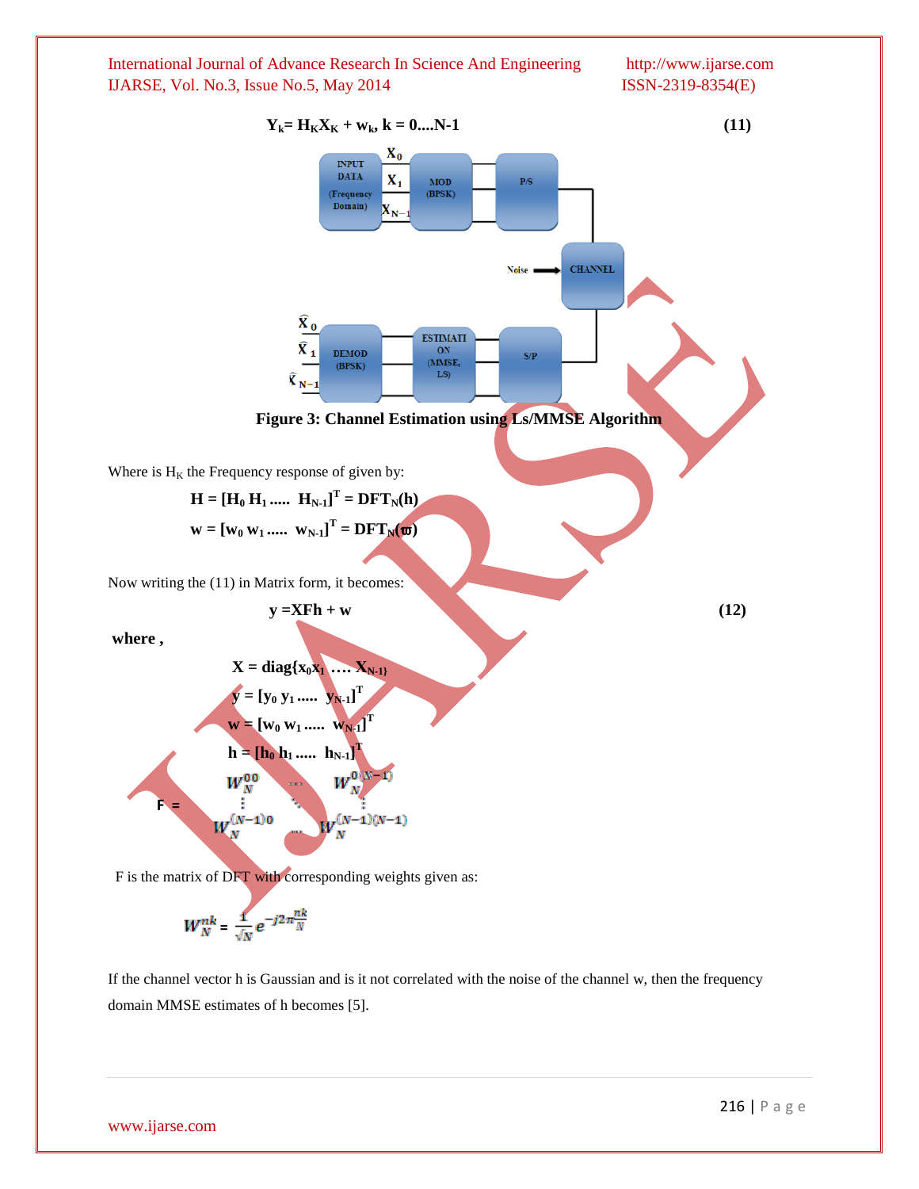$$Y_k = H_K X_K + w_k,\ k = 0....N-1 \quad (11)$$

Figure 3: Channel Estimation using Ls/MMSE Algorithm

Where is $H_K$ the Frequency response of given by:

$$H = [H_0\ H_1\ .....\ H_{N-1}]^T = DFT_N(h)$$

$$w = [w_0\ w_1\ .....\ w_{N-1}]^T = DFT_N(\varpi)$$

Now writing the (11) in Matrix form, it becomes:

$$y = XFh + w \quad (12)$$

**where ,**

$$X = diag\{x_0 x_1\ ....\ X_{N-1}\}$$

$$y = [y_0\ y_1\ .....\ y_{N-1}]^T$$

$$w = [w_0\ w_1\ .....\ w_{N-1}]^T$$

$$h = [h_0\ h_1\ .....\ h_{N-1}]^T$$

$$F = \begin{bmatrix} W_N^{00} & \cdots & W_N^{0(N-1)} \\ \vdots & \ddots & \vdots \\ W_N^{(N-1)0} & \cdots & W_N^{(N-1)(N-1)} \end{bmatrix}$$

F is the matrix of DFT with corresponding weights given as:

$$W_N^{nk} = \frac{1}{\sqrt{N}} e^{-j2\pi\frac{nk}{N}}$$

If the channel vector h is Gaussian and is it not correlated with the noise of the channel w, then the frequency domain MMSE estimates of h becomes [5].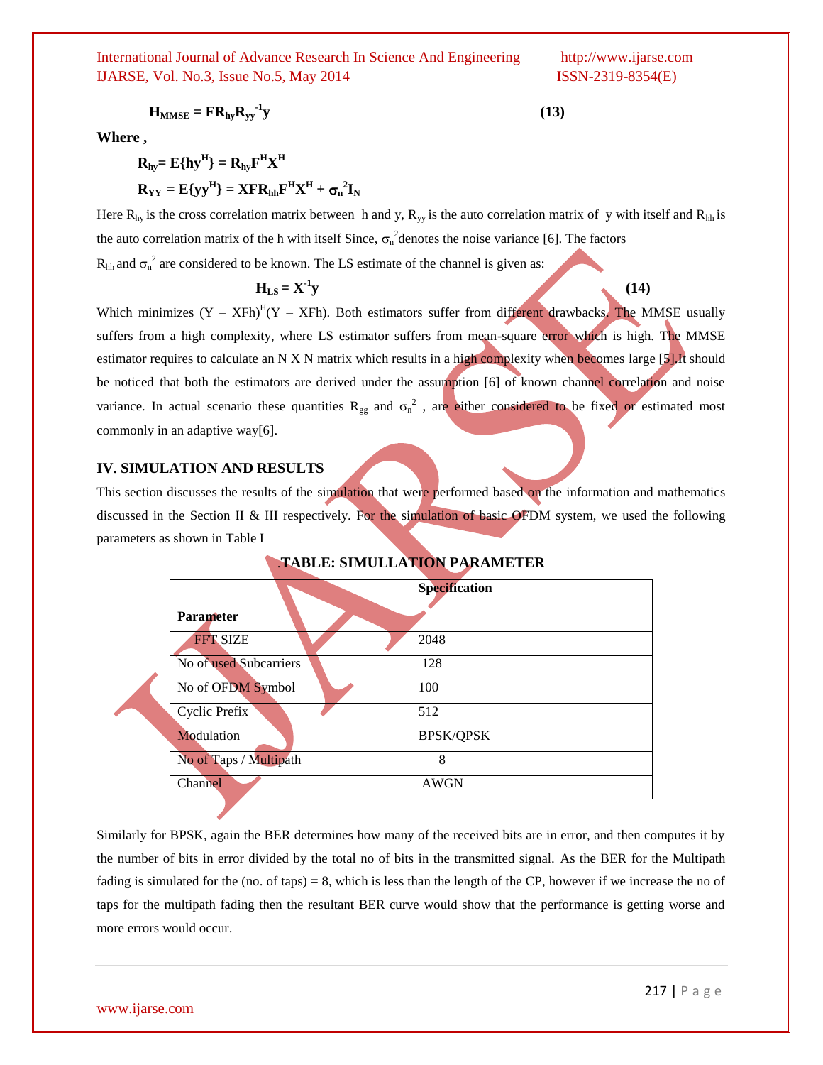$$\mathbf{H_{MMSE} = FR_{hy}R_{yy}^{-1}y} \qquad (13)$$

**Where ,**

$$\mathbf{R_{hy} = E\{hy^H\} = R_{hy}F^HX^H}$$

$$\mathbf{R_{YY} = E\{yy^H\} = XFR_{hh}F^HX^H + \sigma_n^2 I_N}$$

Here $R_{hy}$ is the cross correlation matrix between h and y, $R_{yy}$ is the auto correlation matrix of y with itself and $R_{hh}$ is the auto correlation matrix of the h with itself Since, $\sigma_n^2$ denotes the noise variance [6]. The factors $R_{hh}$ and $\sigma_n^2$ are considered to be known. The LS estimate of the channel is given as:

$$\mathbf{H_{LS} = X^{-1}y} \qquad (14)$$

Which minimizes $(Y - XFh)^H(Y - XFh)$. Both estimators suffer from different drawbacks. The MMSE usually suffers from a high complexity, where LS estimator suffers from mean-square error which is high. The MMSE estimator requires to calculate an N X N matrix which results in a high complexity when becomes large [5].It should be noticed that both the estimators are derived under the assumption [6] of known channel correlation and noise variance. In actual scenario these quantities $R_{gg}$ and $\sigma_n^2$ , are either considered to be fixed or estimated most commonly in an adaptive way[6].

## IV. SIMULATION AND RESULTS

This section discusses the results of the simulation that were performed based on the information and mathematics discussed in the Section II & III respectively. For the simulation of basic OFDM system, we used the following parameters as shown in Table I

**.TABLE: SIMULLATION PARAMETER**

| Parameter | Specification |
|---|---|
| FFT SIZE | 2048 |
| No of used Subcarriers | 128 |
| No of OFDM Symbol | 100 |
| Cyclic Prefix | 512 |
| Modulation | BPSK/QPSK |
| No of Taps / Multipath | 8 |
| Channel | AWGN |

Similarly for BPSK, again the BER determines how many of the received bits are in error, and then computes it by the number of bits in error divided by the total no of bits in the transmitted signal. As the BER for the Multipath fading is simulated for the (no. of taps) = 8, which is less than the length of the CP, however if we increase the no of taps for the multipath fading then the resultant BER curve would show that the performance is getting worse and more errors would occur.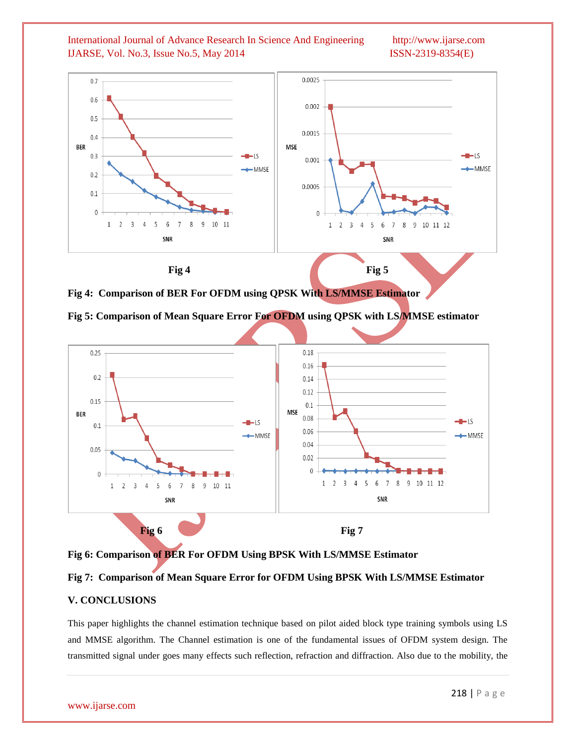Fig 4

Fig 5

**Fig 4: Comparison of BER For OFDM using QPSK With LS/MMSE Estimator**

**Fig 5: Comparison of Mean Square Error For OFDM using QPSK with LS/MMSE estimator**

Fig 6

Fig 7

**Fig 6: Comparison of BER For OFDM Using BPSK With LS/MMSE Estimator**

**Fig 7: Comparison of Mean Square Error for OFDM Using BPSK With LS/MMSE Estimator**

## V. CONCLUSIONS

This paper highlights the channel estimation technique based on pilot aided block type training symbols using LS and MMSE algorithm. The Channel estimation is one of the fundamental issues of OFDM system design. The transmitted signal under goes many effects such reflection, refraction and diffraction. Also due to the mobility, the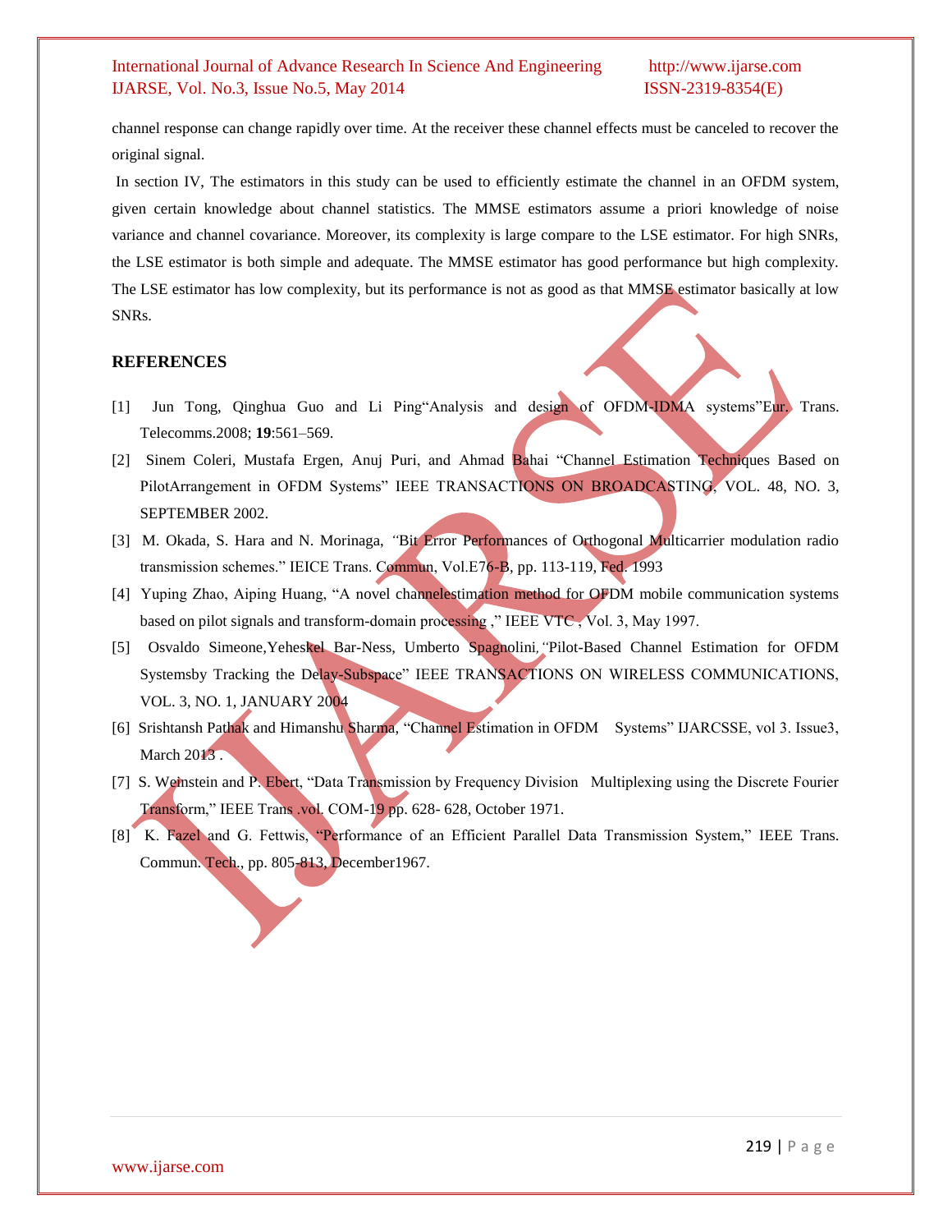channel response can change rapidly over time. At the receiver these channel effects must be canceled to recover the original signal.

In section IV, The estimators in this study can be used to efficiently estimate the channel in an OFDM system, given certain knowledge about channel statistics. The MMSE estimators assume a priori knowledge of noise variance and channel covariance. Moreover, its complexity is large compare to the LSE estimator. For high SNRs, the LSE estimator is both simple and adequate. The MMSE estimator has good performance but high complexity. The LSE estimator has low complexity, but its performance is not as good as that MMSE estimator basically at low SNRs.

## REFERENCES

[1] Jun Tong, Qinghua Guo and Li Ping"Analysis and design of OFDM-IDMA systems"Eur. Trans. Telecomms.2008; **19**:561–569.

[2] Sinem Coleri, Mustafa Ergen, Anuj Puri, and Ahmad Bahai "Channel Estimation Techniques Based on PilotArrangement in OFDM Systems" IEEE TRANSACTIONS ON BROADCASTING, VOL. 48, NO. 3, SEPTEMBER 2002.

[3] M. Okada, S. Hara and N. Morinaga, "Bit Error Performances of Orthogonal Multicarrier modulation radio transmission schemes." IEICE Trans. Commun, Vol.E76-B, pp. 113-119, Fed. 1993

[4] Yuping Zhao, Aiping Huang, "A novel channelestimation method for OFDM mobile communication systems based on pilot signals and transform-domain processing ," IEEE VTC , Vol. 3, May 1997.

[5] Osvaldo Simeone,Yeheskel Bar-Ness, Umberto Spagnolini,"Pilot-Based Channel Estimation for OFDM Systemsby Tracking the Delay-Subspace" IEEE TRANSACTIONS ON WIRELESS COMMUNICATIONS, VOL. 3, NO. 1, JANUARY 2004

[6] Srishtansh Pathak and Himanshu Sharma, "Channel Estimation in OFDM Systems" IJARCSSE, vol 3. Issue3, March 2013 .

[7] S. Weinstein and P. Ebert, "Data Transmission by Frequency Division Multiplexing using the Discrete Fourier Transform," IEEE Trans .vol. COM-19 pp. 628- 628, October 1971.

[8] K. Fazel and G. Fettwis, "Performance of an Efficient Parallel Data Transmission System," IEEE Trans. Commun. Tech., pp. 805-813, December1967.